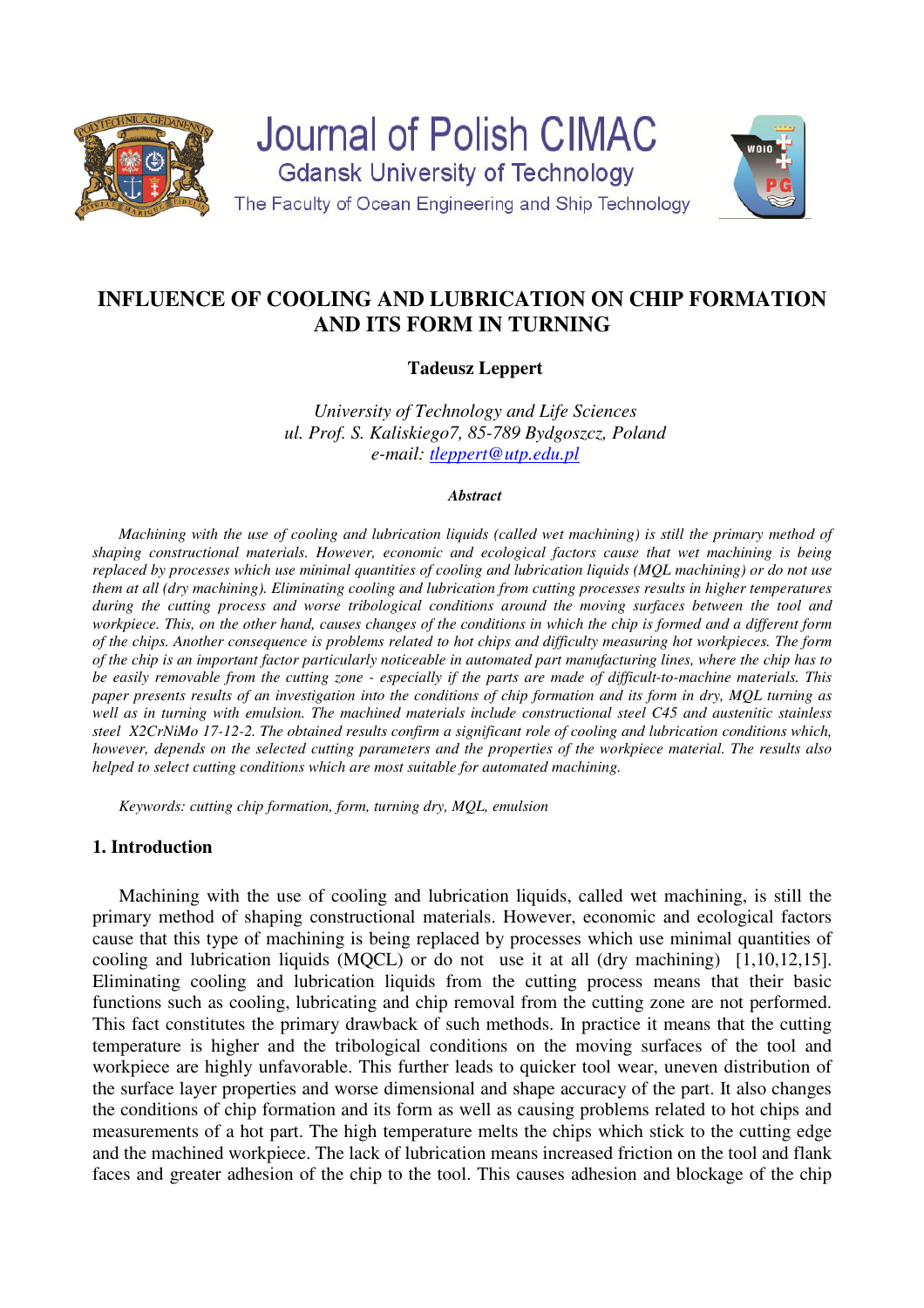# INFLUENCE OF COOLING AND LUBRICATION ON CHIP FORMATION AND ITS FORM IN TURNING

**Tadeusz Leppert**

*University of Technology and Life Sciences*
*ul. Prof. S. Kaliskiego7, 85-789 Bydgoszcz, Poland*
*e-mail: tleppert@utp.edu.pl*

***Abstract***

*Machining with the use of cooling and lubrication liquids (called wet machining) is still the primary method of shaping constructional materials. However, economic and ecological factors cause that wet machining is being replaced by processes which use minimal quantities of cooling and lubrication liquids (MQL machining) or do not use them at all (dry machining). Eliminating cooling and lubrication from cutting processes results in higher temperatures during the cutting process and worse tribological conditions around the moving surfaces between the tool and workpiece. This, on the other hand, causes changes of the conditions in which the chip is formed and a different form of the chips. Another consequence is problems related to hot chips and difficulty measuring hot workpieces. The form of the chip is an important factor particularly noticeable in automated part manufacturing lines, where the chip has to be easily removable from the cutting zone - especially if the parts are made of difficult-to-machine materials. This paper presents results of an investigation into the conditions of chip formation and its form in dry, MQL turning as well as in turning with emulsion. The machined materials include constructional steel C45 and austenitic stainless steel X2CrNiMo 17-12-2. The obtained results confirm a significant role of cooling and lubrication conditions which, however, depends on the selected cutting parameters and the properties of the workpiece material. The results also helped to select cutting conditions which are most suitable for automated machining.*

*Keywords: cutting chip formation, form, turning dry, MQL, emulsion*

## 1. Introduction

Machining with the use of cooling and lubrication liquids, called wet machining, is still the primary method of shaping constructional materials. However, economic and ecological factors cause that this type of machining is being replaced by processes which use minimal quantities of cooling and lubrication liquids (MQCL) or do not use it at all (dry machining) [1,10,12,15]. Eliminating cooling and lubrication liquids from the cutting process means that their basic functions such as cooling, lubricating and chip removal from the cutting zone are not performed. This fact constitutes the primary drawback of such methods. In practice it means that the cutting temperature is higher and the tribological conditions on the moving surfaces of the tool and workpiece are highly unfavorable. This further leads to quicker tool wear, uneven distribution of the surface layer properties and worse dimensional and shape accuracy of the part. It also changes the conditions of chip formation and its form as well as causing problems related to hot chips and measurements of a hot part. The high temperature melts the chips which stick to the cutting edge and the machined workpiece. The lack of lubrication means increased friction on the tool and flank faces and greater adhesion of the chip to the tool. This causes adhesion and blockage of the chip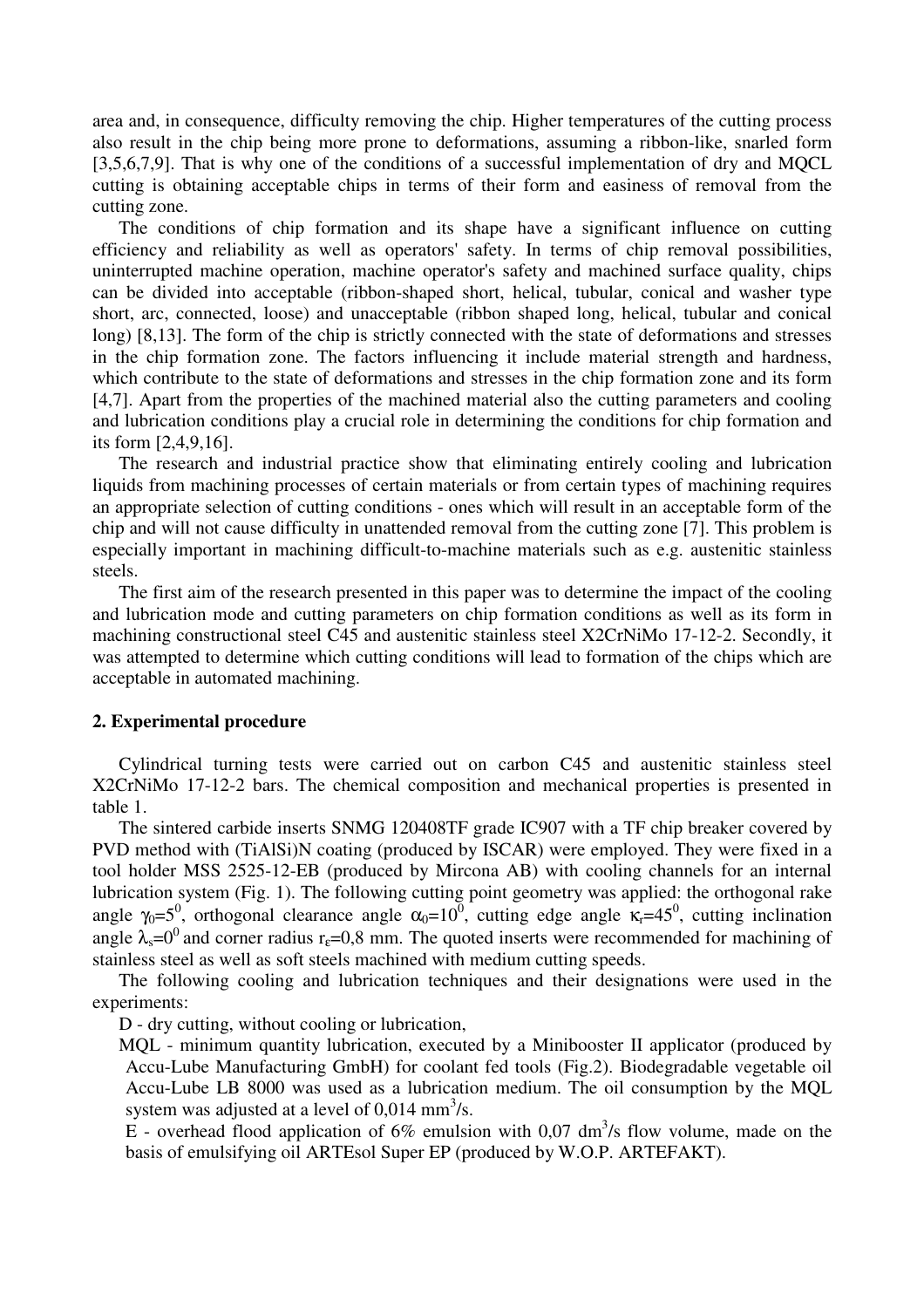area and, in consequence, difficulty removing the chip. Higher temperatures of the cutting process also result in the chip being more prone to deformations, assuming a ribbon-like, snarled form [3,5,6,7,9]. That is why one of the conditions of a successful implementation of dry and MQCL cutting is obtaining acceptable chips in terms of their form and easiness of removal from the cutting zone.

The conditions of chip formation and its shape have a significant influence on cutting efficiency and reliability as well as operators' safety. In terms of chip removal possibilities, uninterrupted machine operation, machine operator's safety and machined surface quality, chips can be divided into acceptable (ribbon-shaped short, helical, tubular, conical and washer type short, arc, connected, loose) and unacceptable (ribbon shaped long, helical, tubular and conical long) [8,13]. The form of the chip is strictly connected with the state of deformations and stresses in the chip formation zone. The factors influencing it include material strength and hardness, which contribute to the state of deformations and stresses in the chip formation zone and its form [4,7]. Apart from the properties of the machined material also the cutting parameters and cooling and lubrication conditions play a crucial role in determining the conditions for chip formation and its form [2,4,9,16].

The research and industrial practice show that eliminating entirely cooling and lubrication liquids from machining processes of certain materials or from certain types of machining requires an appropriate selection of cutting conditions - ones which will result in an acceptable form of the chip and will not cause difficulty in unattended removal from the cutting zone [7]. This problem is especially important in machining difficult-to-machine materials such as e.g. austenitic stainless steels.

The first aim of the research presented in this paper was to determine the impact of the cooling and lubrication mode and cutting parameters on chip formation conditions as well as its form in machining constructional steel C45 and austenitic stainless steel X2CrNiMo 17-12-2. Secondly, it was attempted to determine which cutting conditions will lead to formation of the chips which are acceptable in automated machining.

## 2. Experimental procedure

Cylindrical turning tests were carried out on carbon C45 and austenitic stainless steel X2CrNiMo 17-12-2 bars. The chemical composition and mechanical properties is presented in table 1.

The sintered carbide inserts SNMG 120408TF grade IC907 with a TF chip breaker covered by PVD method with (TiAlSi)N coating (produced by ISCAR) were employed. They were fixed in a tool holder MSS 2525-12-EB (produced by Mircona AB) with cooling channels for an internal lubrication system (Fig. 1). The following cutting point geometry was applied: the orthogonal rake angle $\gamma_0=5^0$, orthogonal clearance angle $\alpha_0=10^0$, cutting edge angle $\kappa_r=45^0$, cutting inclination angle $\lambda_s=0^0$ and corner radius $r_\varepsilon=0{,}8$ mm. The quoted inserts were recommended for machining of stainless steel as well as soft steels machined with medium cutting speeds.

The following cooling and lubrication techniques and their designations were used in the experiments:

D - dry cutting, without cooling or lubrication,

MQL - minimum quantity lubrication, executed by a Minibooster II applicator (produced by Accu-Lube Manufacturing GmbH) for coolant fed tools (Fig.2). Biodegradable vegetable oil Accu-Lube LB 8000 was used as a lubrication medium. The oil consumption by the MQL system was adjusted at a level of 0,014 $mm^3/s$.

E - overhead flood application of 6% emulsion with 0,07 $dm^3/s$ flow volume, made on the basis of emulsifying oil ARTEsol Super EP (produced by W.O.P. ARTEFAKT).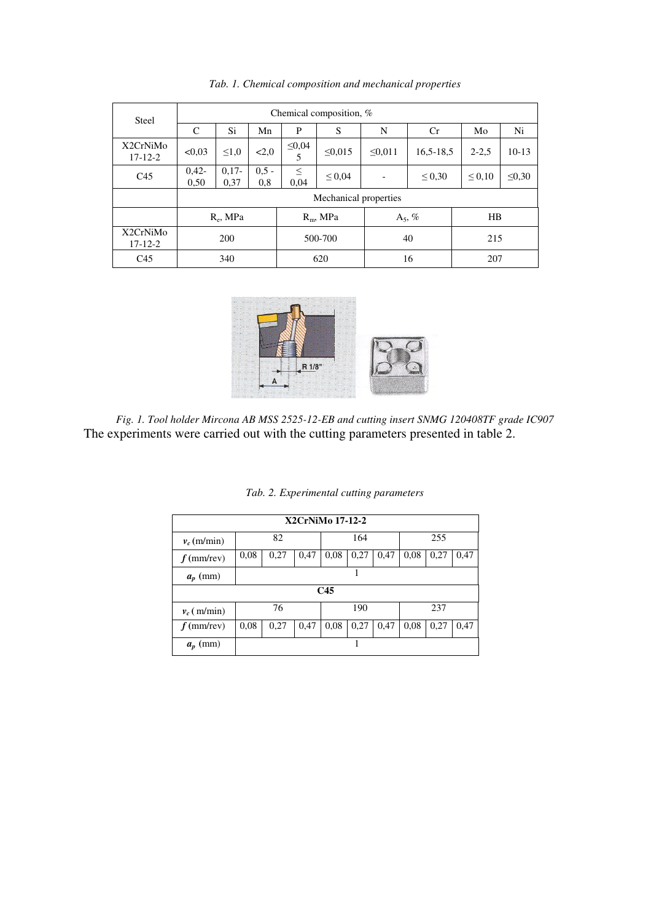*Tab. 1. Chemical composition and mechanical properties*

| Steel | Chemical composition, % | | | | | | | | |
|---|---|---|---|---|---|---|---|---|---|
| | C | Si | Mn | P | S | N | Cr | Mo | Ni |
| X2CrNiMo 17-12-2 | <0,03 | ≤1,0 | <2,0 | ≤0,045 | ≤0,015 | ≤0,011 | 16,5-18,5 | 2-2,5 | 10-13 |
| C45 | 0,42-0,50 | 0,17-0,37 | 0,5 - 0,8 | ≤ 0,04 | ≤ 0,04 | - | ≤ 0,30 | ≤ 0,10 | ≤0,30 |

| | Mechanical properties | | | |
|---|---|---|---|---|
| | $R_e$, MPa | $R_m$, MPa | $A_5$, % | HB |
| X2CrNiMo 17-12-2 | 200 | 500-700 | 40 | 215 |
| C45 | 340 | 620 | 16 | 207 |

*Fig. 1. Tool holder Mircona AB MSS 2525-12-EB and cutting insert SNMG 120408TF grade IC907*

The experiments were carried out with the cutting parameters presented in table 2.

*Tab. 2. Experimental cutting parameters*

| **X2CrNiMo 17-12-2** | | | | | | | | | |
|---|---|---|---|---|---|---|---|---|---|
| $v_c$ (m/min) | 82 | | | 164 | | | 255 | | |
| $f$ (mm/rev) | 0,08 | 0,27 | 0,47 | 0,08 | 0,27 | 0,47 | 0,08 | 0,27 | 0,47 |
| $a_p$ (mm) | 1 | | | | | | | | |
| **C45** | | | | | | | | | |
| $v_c$ ( m/min) | 76 | | | 190 | | | 237 | | |
| $f$ (mm/rev) | 0,08 | 0,27 | 0,47 | 0,08 | 0,27 | 0,47 | 0,08 | 0,27 | 0,47 |
| $a_p$ (mm) | 1 | | | | | | | | |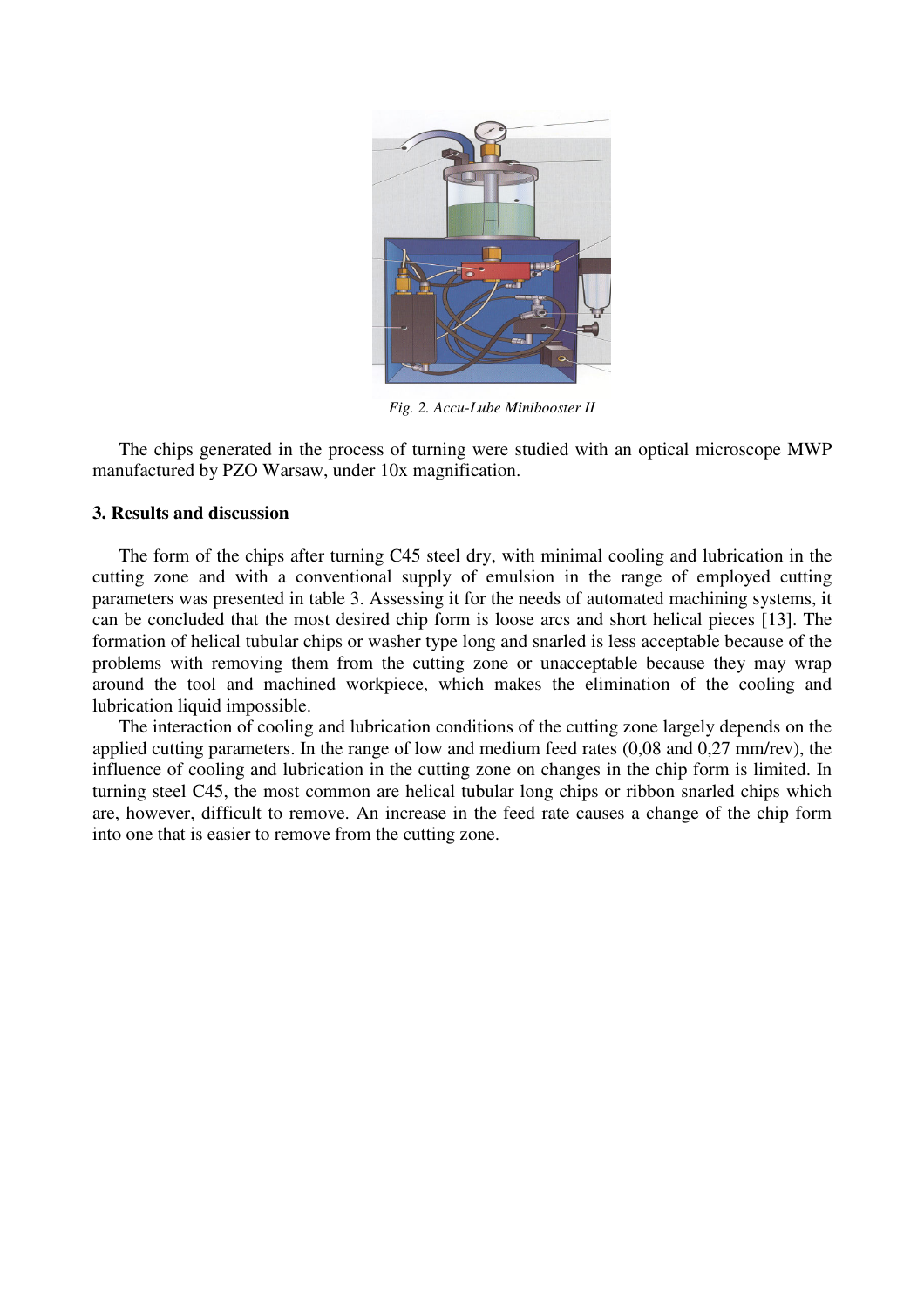*Fig. 2. Accu-Lube Minibooster II*

The chips generated in the process of turning were studied with an optical microscope MWP manufactured by PZO Warsaw, under 10x magnification.

### 3. Results and discussion

The form of the chips after turning C45 steel dry, with minimal cooling and lubrication in the cutting zone and with a conventional supply of emulsion in the range of employed cutting parameters was presented in table 3. Assessing it for the needs of automated machining systems, it can be concluded that the most desired chip form is loose arcs and short helical pieces [13]. The formation of helical tubular chips or washer type long and snarled is less acceptable because of the problems with removing them from the cutting zone or unacceptable because they may wrap around the tool and machined workpiece, which makes the elimination of the cooling and lubrication liquid impossible.

The interaction of cooling and lubrication conditions of the cutting zone largely depends on the applied cutting parameters. In the range of low and medium feed rates (0,08 and 0,27 mm/rev), the influence of cooling and lubrication in the cutting zone on changes in the chip form is limited. In turning steel C45, the most common are helical tubular long chips or ribbon snarled chips which are, however, difficult to remove. An increase in the feed rate causes a change of the chip form into one that is easier to remove from the cutting zone.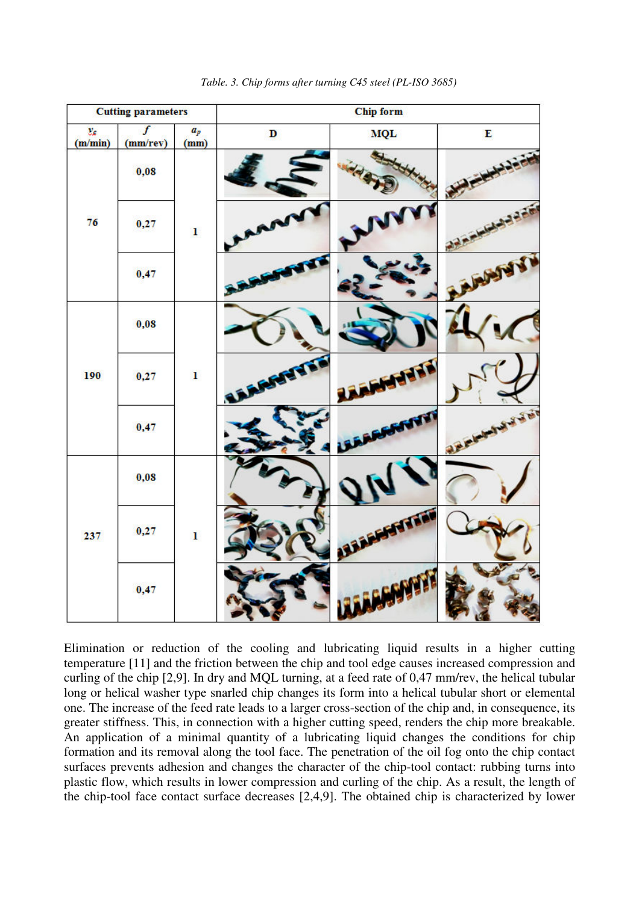*Table. 3. Chip forms after turning C45 steel (PL-ISO 3685)*

| Cutting parameters | | | Chip form | | |
|---|---|---|---|---|---|
| $v_c$ (m/min) | $f$ (mm/rev) | $a_p$ (mm) | D | MQL | E |
| 76 | 0,08 | 1 | | | |
| | 0,27 | | | | |
| | 0,47 | | | | |
| 190 | 0,08 | 1 | | | |
| | 0,27 | | | | |
| | 0,47 | | | | |
| 237 | 0,08 | 1 | | | |
| | 0,27 | | | | |
| | 0,47 | | | | |

Elimination or reduction of the cooling and lubricating liquid results in a higher cutting temperature [11] and the friction between the chip and tool edge causes increased compression and curling of the chip [2,9]. In dry and MQL turning, at a feed rate of 0,47 mm/rev, the helical tubular long or helical washer type snarled chip changes its form into a helical tubular short or elemental one. The increase of the feed rate leads to a larger cross-section of the chip and, in consequence, its greater stiffness. This, in connection with a higher cutting speed, renders the chip more breakable. An application of a minimal quantity of a lubricating liquid changes the conditions for chip formation and its removal along the tool face. The penetration of the oil fog onto the chip contact surfaces prevents adhesion and changes the character of the chip-tool contact: rubbing turns into plastic flow, which results in lower compression and curling of the chip. As a result, the length of the chip-tool face contact surface decreases [2,4,9]. The obtained chip is characterized by lower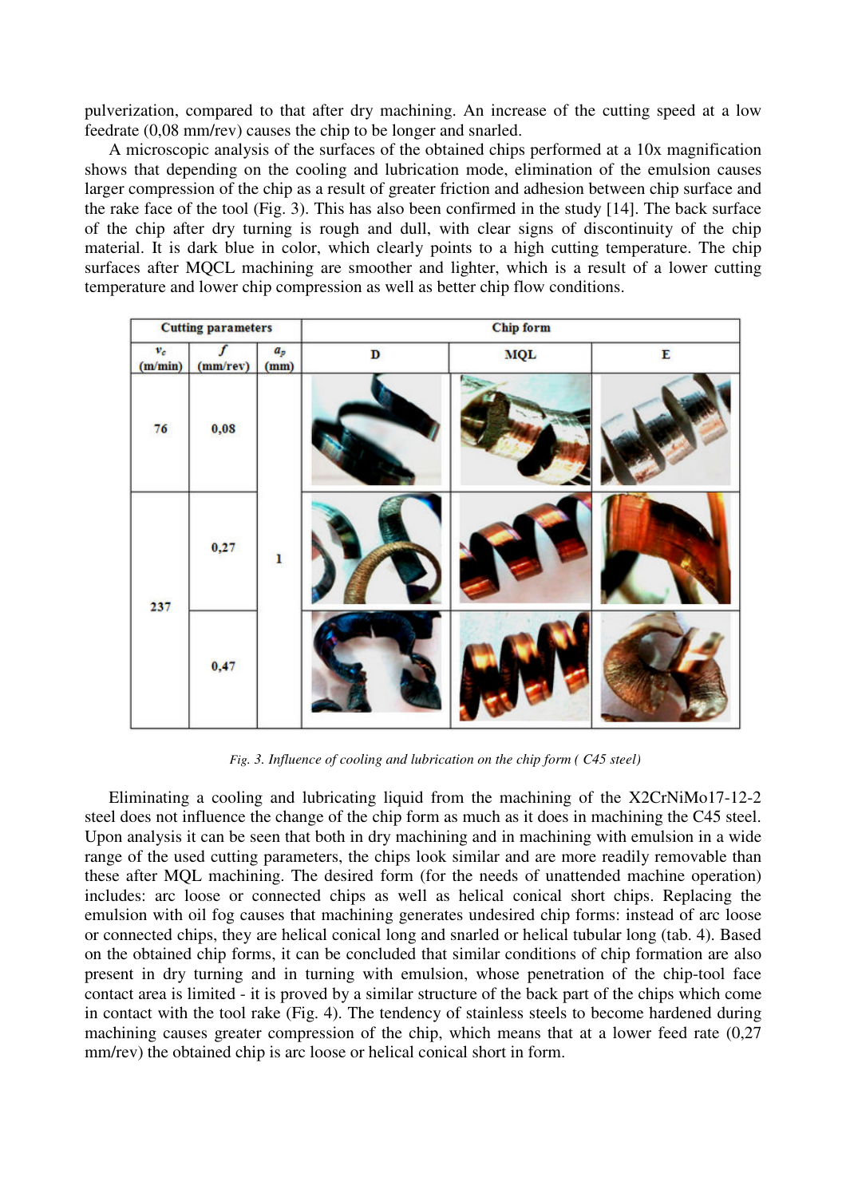pulverization, compared to that after dry machining. An increase of the cutting speed at a low feedrate (0,08 mm/rev) causes the chip to be longer and snarled.

A microscopic analysis of the surfaces of the obtained chips performed at a 10x magnification shows that depending on the cooling and lubrication mode, elimination of the emulsion causes larger compression of the chip as a result of greater friction and adhesion between chip surface and the rake face of the tool (Fig. 3). This has also been confirmed in the study [14]. The back surface of the chip after dry turning is rough and dull, with clear signs of discontinuity of the chip material. It is dark blue in color, which clearly points to a high cutting temperature. The chip surfaces after MQCL machining are smoother and lighter, which is a result of a lower cutting temperature and lower chip compression as well as better chip flow conditions.

| Cutting parameters | | | Chip form | | |
|---|---|---|---|---|---|
| $v_c$ (m/min) | $f$ (mm/rev) | $a_p$ (mm) | D | MQL | E |
| 76 | 0,08 | 1 | | | |
| 237 | 0,27 | | | | |
| | 0,47 | | | | |

*Fig. 3. Influence of cooling and lubrication on the chip form ( C45 steel)*

Eliminating a cooling and lubricating liquid from the machining of the X2CrNiMo17-12-2 steel does not influence the change of the chip form as much as it does in machining the C45 steel. Upon analysis it can be seen that both in dry machining and in machining with emulsion in a wide range of the used cutting parameters, the chips look similar and are more readily removable than these after MQL machining. The desired form (for the needs of unattended machine operation) includes: arc loose or connected chips as well as helical conical short chips. Replacing the emulsion with oil fog causes that machining generates undesired chip forms: instead of arc loose or connected chips, they are helical conical long and snarled or helical tubular long (tab. 4). Based on the obtained chip forms, it can be concluded that similar conditions of chip formation are also present in dry turning and in turning with emulsion, whose penetration of the chip-tool face contact area is limited - it is proved by a similar structure of the back part of the chips which come in contact with the tool rake (Fig. 4). The tendency of stainless steels to become hardened during machining causes greater compression of the chip, which means that at a lower feed rate (0,27 mm/rev) the obtained chip is arc loose or helical conical short in form.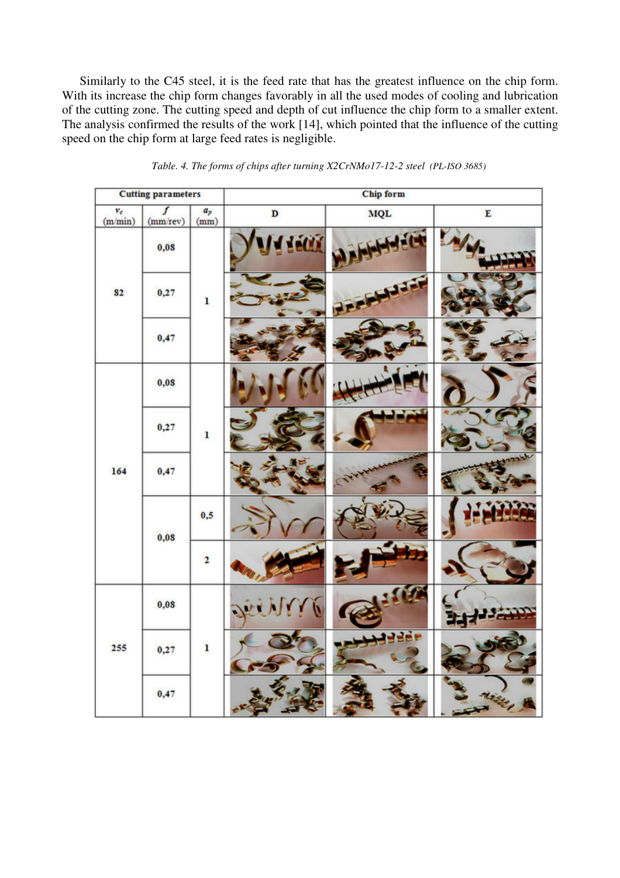Similarly to the C45 steel, it is the feed rate that has the greatest influence on the chip form. With its increase the chip form changes favorably in all the used modes of cooling and lubrication of the cutting zone. The cutting speed and depth of cut influence the chip form to a smaller extent. The analysis confirmed the results of the work [14], which pointed that the influence of the cutting speed on the chip form at large feed rates is negligible.

*Table. 4. The forms of chips after turning X2CrNMo17-12-2 steel (PL-ISO 3685)*

| Cutting parameters | | | Chip form | | |
|---|---|---|---|---|---|
| $v_c$ (m/min) | $f$ (mm/rev) | $a_p$ (mm) | D | MQL | E |
| 82 | 0,08 | 1 | | | |
| | 0,27 | | | | |
| | 0,47 | | | | |
| 164 | 0,08 | 1 | | | |
| | 0,27 | | | | |
| | 0,47 | | | | |
| | 0,08 | 0,5 | | | |
| | | 2 | | | |
| 255 | 0,08 | 1 | | | |
| | 0,27 | | | | |
| | 0,47 | | | | |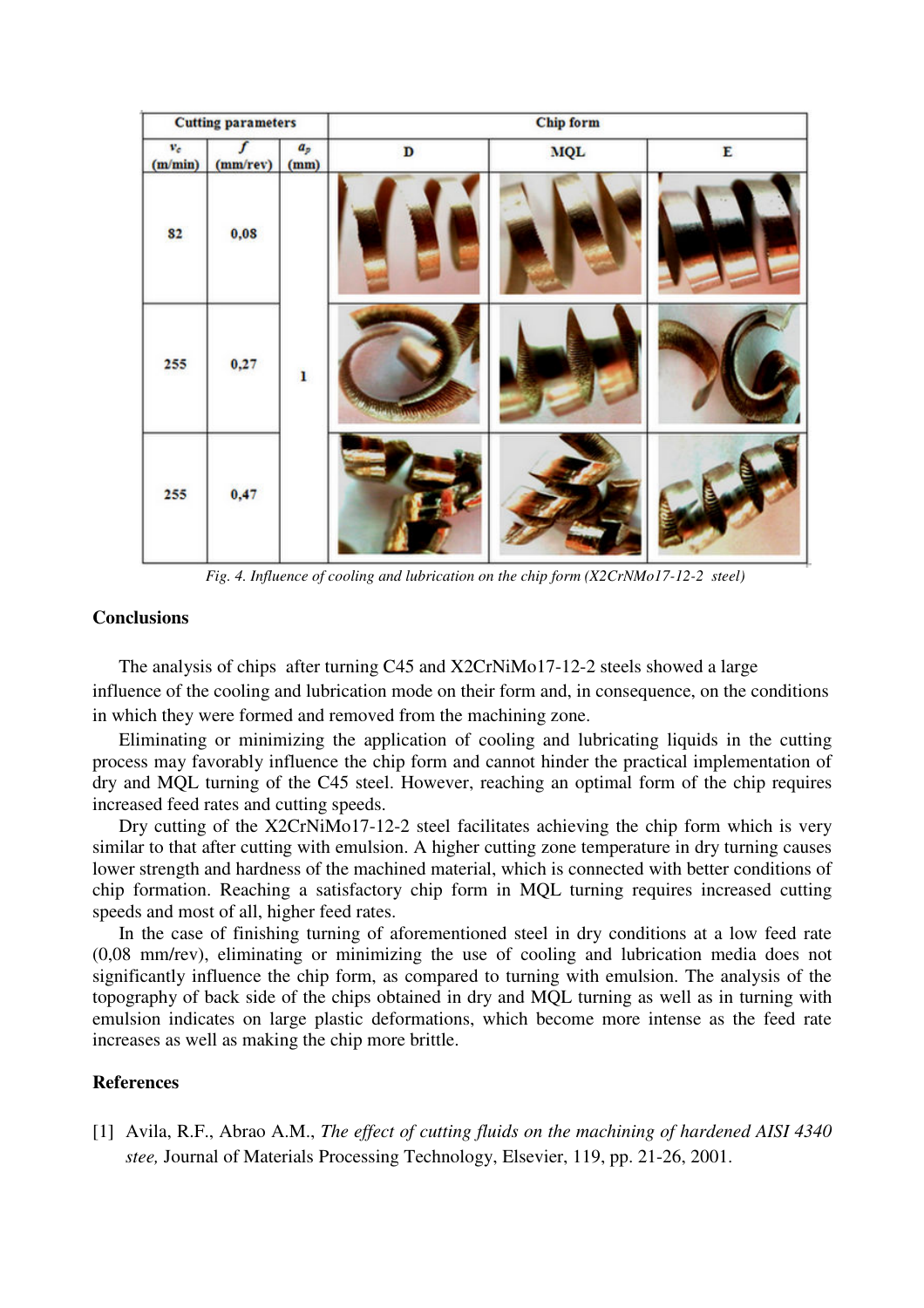| Cutting parameters | | | Chip form | | |
|---|---|---|---|---|---|
| $v_c$ (m/min) | $f$ (mm/rev) | $a_p$ (mm) | D | MQL | E |
| 82 | 0,08 | 1 | | | |
| 255 | 0,27 | | | | |
| 255 | 0,47 | | | | |

*Fig. 4. Influence of cooling and lubrication on the chip form (X2CrNMo17-12-2 steel)*

## Conclusions

The analysis of chips after turning C45 and X2CrNiMo17-12-2 steels showed a large influence of the cooling and lubrication mode on their form and, in consequence, on the conditions in which they were formed and removed from the machining zone.

Eliminating or minimizing the application of cooling and lubricating liquids in the cutting process may favorably influence the chip form and cannot hinder the practical implementation of dry and MQL turning of the C45 steel. However, reaching an optimal form of the chip requires increased feed rates and cutting speeds.

Dry cutting of the X2CrNiMo17-12-2 steel facilitates achieving the chip form which is very similar to that after cutting with emulsion. A higher cutting zone temperature in dry turning causes lower strength and hardness of the machined material, which is connected with better conditions of chip formation. Reaching a satisfactory chip form in MQL turning requires increased cutting speeds and most of all, higher feed rates.

In the case of finishing turning of aforementioned steel in dry conditions at a low feed rate (0,08 mm/rev), eliminating or minimizing the use of cooling and lubrication media does not significantly influence the chip form, as compared to turning with emulsion. The analysis of the topography of back side of the chips obtained in dry and MQL turning as well as in turning with emulsion indicates on large plastic deformations, which become more intense as the feed rate increases as well as making the chip more brittle.

## References

[1] Avila, R.F., Abrao A.M., *The effect of cutting fluids on the machining of hardened AISI 4340 stee,* Journal of Materials Processing Technology, Elsevier, 119, pp. 21-26, 2001.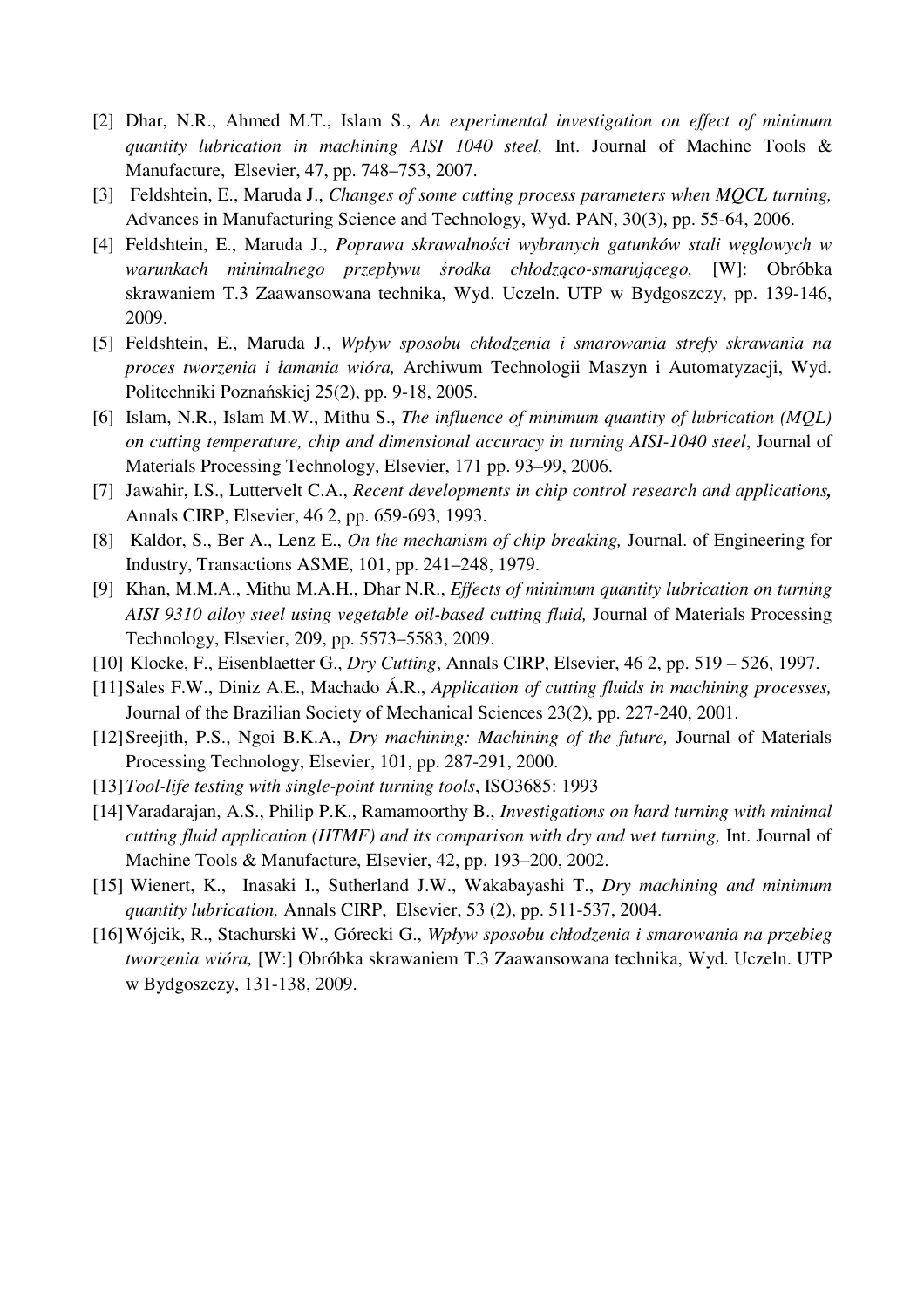[2] Dhar, N.R., Ahmed M.T., Islam S., *An experimental investigation on effect of minimum quantity lubrication in machining AISI 1040 steel,* Int. Journal of Machine Tools & Manufacture, Elsevier, 47, pp. 748–753, 2007.

[3] Feldshtein, E., Maruda J., *Changes of some cutting process parameters when MQCL turning,* Advances in Manufacturing Science and Technology, Wyd. PAN, 30(3), pp. 55-64, 2006.

[4] Feldshtein, E., Maruda J., *Poprawa skrawalności wybranych gatunków stali węglowych w warunkach minimalnego przepływu środka chłodząco-smarującego,* [W]: Obróbka skrawaniem T.3 Zaawansowana technika, Wyd. Uczeln. UTP w Bydgoszczy, pp. 139-146, 2009.

[5] Feldshtein, E., Maruda J., *Wpływ sposobu chłodzenia i smarowania strefy skrawania na proces tworzenia i łamania wióra,* Archiwum Technologii Maszyn i Automatyzacji, Wyd. Politechniki Poznańskiej 25(2), pp. 9-18, 2005.

[6] Islam, N.R., Islam M.W., Mithu S., *The influence of minimum quantity of lubrication (MQL) on cutting temperature, chip and dimensional accuracy in turning AISI-1040 steel*, Journal of Materials Processing Technology, Elsevier, 171 pp. 93–99, 2006.

[7] Jawahir, I.S., Luttervelt C.A., *Recent developments in chip control research and applications,* Annals CIRP, Elsevier, 46 2, pp. 659-693, 1993.

[8] Kaldor, S., Ber A., Lenz E., *On the mechanism of chip breaking,* Journal. of Engineering for Industry, Transactions ASME, 101, pp. 241–248, 1979.

[9] Khan, M.M.A., Mithu M.A.H., Dhar N.R., *Effects of minimum quantity lubrication on turning AISI 9310 alloy steel using vegetable oil-based cutting fluid,* Journal of Materials Processing Technology, Elsevier, 209, pp. 5573–5583, 2009.

[10] Klocke, F., Eisenblaetter G., *Dry Cutting*, Annals CIRP, Elsevier, 46 2, pp. 519 – 526, 1997.

[11] Sales F.W., Diniz A.E., Machado Á.R., *Application of cutting fluids in machining processes,* Journal of the Brazilian Society of Mechanical Sciences 23(2), pp. 227-240, 2001.

[12] Sreejith, P.S., Ngoi B.K.A., *Dry machining: Machining of the future,* Journal of Materials Processing Technology, Elsevier, 101, pp. 287-291, 2000.

[13] *Tool-life testing with single-point turning tools*, ISO3685: 1993

[14] Varadarajan, A.S., Philip P.K., Ramamoorthy B., *Investigations on hard turning with minimal cutting fluid application (HTMF) and its comparison with dry and wet turning,* Int. Journal of Machine Tools & Manufacture, Elsevier, 42, pp. 193–200, 2002.

[15] Wienert, K., Inasaki I., Sutherland J.W., Wakabayashi T., *Dry machining and minimum quantity lubrication,* Annals CIRP, Elsevier, 53 (2), pp. 511-537, 2004.

[16] Wójcik, R., Stachurski W., Górecki G., *Wpływ sposobu chłodzenia i smarowania na przebieg tworzenia wióra,* [W:] Obróbka skrawaniem T.3 Zaawansowana technika, Wyd. Uczeln. UTP w Bydgoszczy, 131-138, 2009.